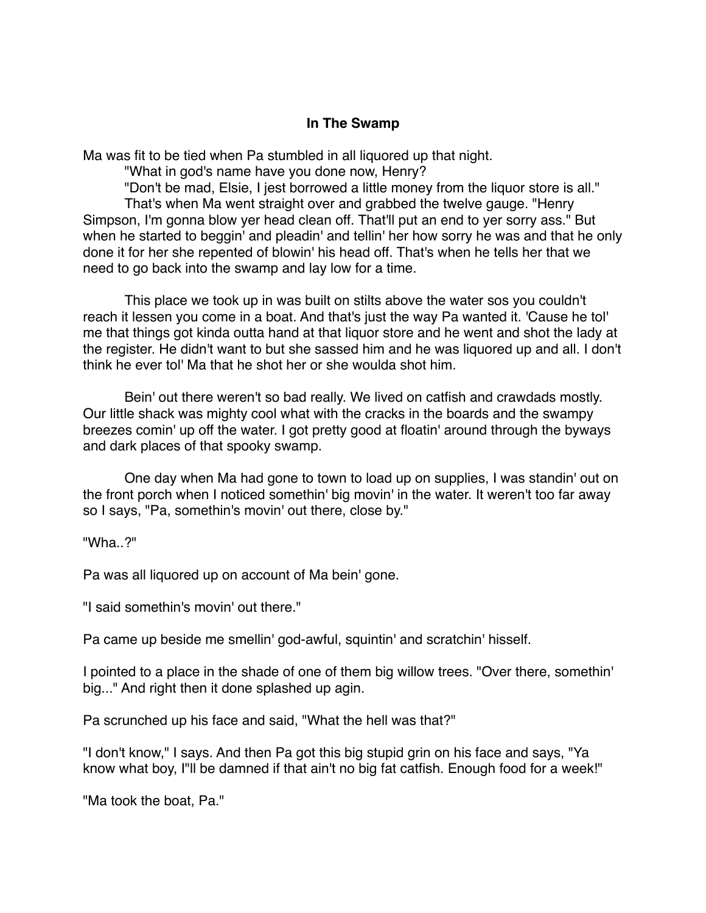**In The Swamp**

Ma was fit to be tied when Pa stumbled in all liquored up that night.

"What in god's name have you done now, Henry?

"Don't be mad, Elsie, I jest borrowed a little money from the liquor store is all."

That's when Ma went straight over and grabbed the twelve gauge. "Henry Simpson, I'm gonna blow yer head clean off. That'll put an end to yer sorry ass." But when he started to beggin' and pleadin' and tellin' her how sorry he was and that he only done it for her she repented of blowin' his head off. That's when he tells her that we need to go back into the swamp and lay low for a time.

This place we took up in was built on stilts above the water sos you couldn't reach it lessen you come in a boat. And that's just the way Pa wanted it. 'Cause he tol' me that things got kinda outta hand at that liquor store and he went and shot the lady at the register. He didn't want to but she sassed him and he was liquored up and all. I don't think he ever tol' Ma that he shot her or she woulda shot him.

Bein' out there weren't so bad really. We lived on catfish and crawdads mostly. Our little shack was mighty cool what with the cracks in the boards and the swampy breezes comin' up off the water. I got pretty good at floatin' around through the byways and dark places of that spooky swamp.

One day when Ma had gone to town to load up on supplies, I was standin' out on the front porch when I noticed somethin' big movin' in the water. It weren't too far away so I says, "Pa, somethin's movin' out there, close by."

"Wha..?"

Pa was all liquored up on account of Ma bein' gone.

"I said somethin's movin' out there."

Pa came up beside me smellin' god-awful, squintin' and scratchin' hisself.

I pointed to a place in the shade of one of them big willow trees. "Over there, somethin' big..." And right then it done splashed up agin.

Pa scrunched up his face and said, "What the hell was that?"

"I don't know," I says. And then Pa got this big stupid grin on his face and says, "Ya know what boy, I"ll be damned if that ain't no big fat catfish. Enough food for a week!"

"Ma took the boat, Pa."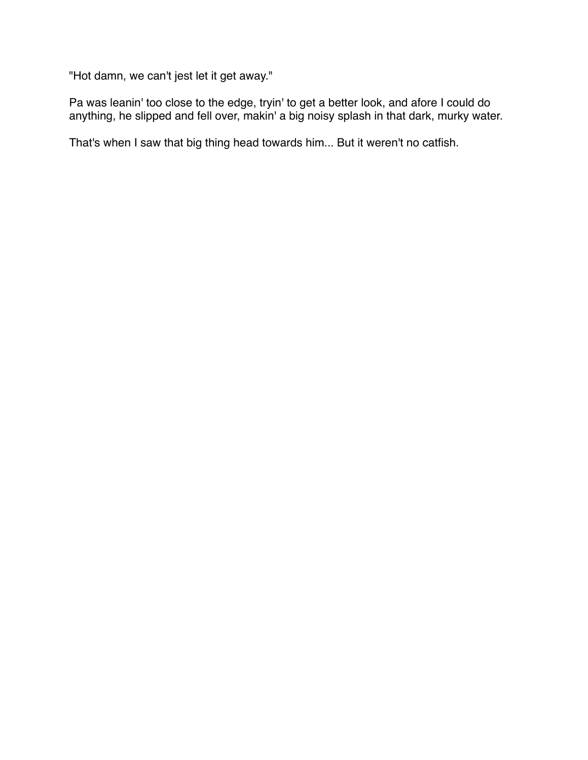"Hot damn, we can't jest let it get away."

Pa was leanin' too close to the edge, tryin' to get a better look, and afore I could do anything, he slipped and fell over, makin' a big noisy splash in that dark, murky water.

That's when I saw that big thing head towards him... But it weren't no catfish.